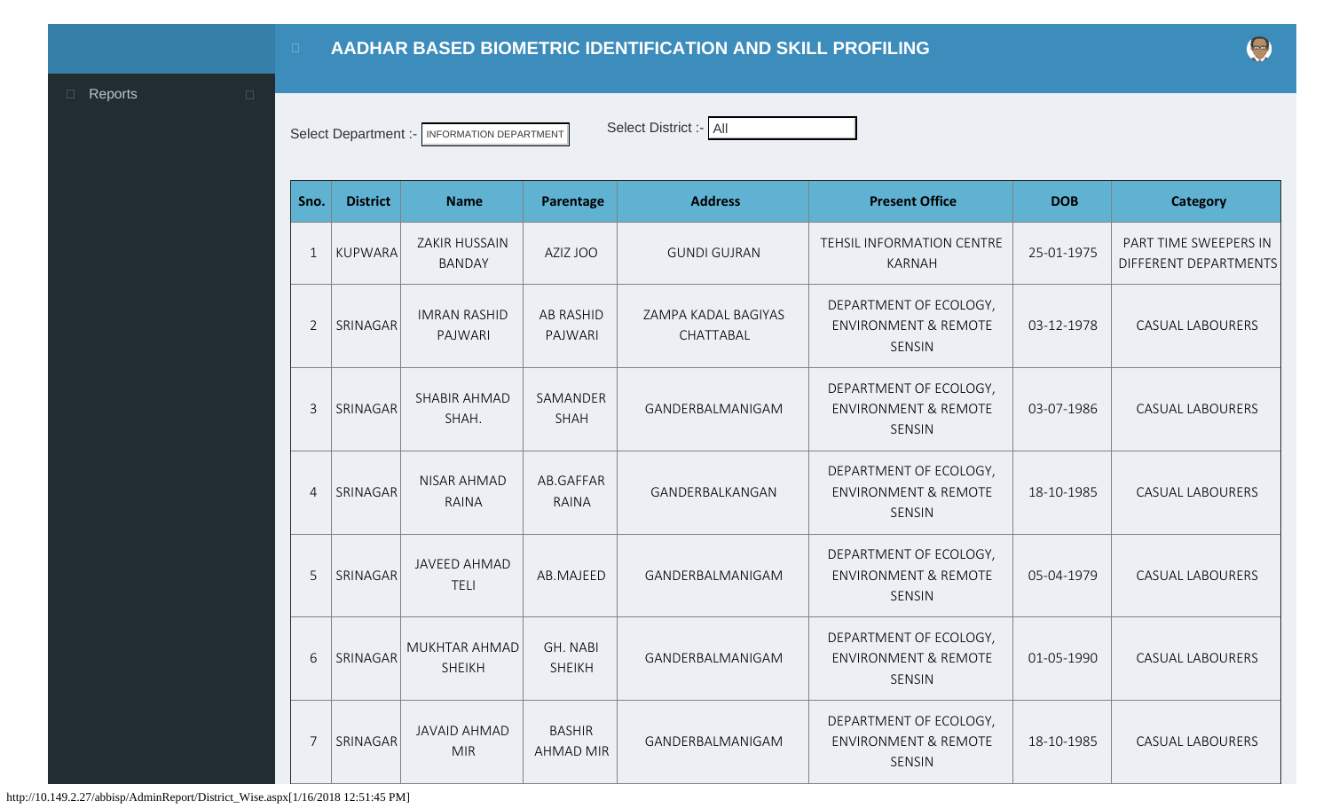# AADHAR BASED BIOMETRIC IDENTIFICATION AND SKILL PROFILING

Reports

Select Department :- INFORMATION DEPARTMENT

Select District :- All

| Sno. | District | Name | Parentage | Address | Present Office | DOB | Category |
|---|---|---|---|---|---|---|---|
| 1 | KUPWARA | ZAKIR HUSSAIN BANDAY | AZIZ JOO | GUNDI GUJRAN | TEHSIL INFORMATION CENTRE KARNAH | 25-01-1975 | PART TIME SWEEPERS IN DIFFERENT DEPARTMENTS |
| 2 | SRINAGAR | IMRAN RASHID PAJWARI | AB RASHID PAJWARI | ZAMPA KADAL BAGIYAS CHATTABAL | DEPARTMENT OF ECOLOGY, ENVIRONMENT & REMOTE SENSIN | 03-12-1978 | CASUAL LABOURERS |
| 3 | SRINAGAR | SHABIR AHMAD SHAH. | SAMANDER SHAH | GANDERBALMANIGAM | DEPARTMENT OF ECOLOGY, ENVIRONMENT & REMOTE SENSIN | 03-07-1986 | CASUAL LABOURERS |
| 4 | SRINAGAR | NISAR AHMAD RAINA | AB.GAFFAR RAINA | GANDERBALKANGAN | DEPARTMENT OF ECOLOGY, ENVIRONMENT & REMOTE SENSIN | 18-10-1985 | CASUAL LABOURERS |
| 5 | SRINAGAR | JAVEED AHMAD TELI | AB.MAJEED | GANDERBALMANIGAM | DEPARTMENT OF ECOLOGY, ENVIRONMENT & REMOTE SENSIN | 05-04-1979 | CASUAL LABOURERS |
| 6 | SRINAGAR | MUKHTAR AHMAD SHEIKH | GH. NABI SHEIKH | GANDERBALMANIGAM | DEPARTMENT OF ECOLOGY, ENVIRONMENT & REMOTE SENSIN | 01-05-1990 | CASUAL LABOURERS |
| 7 | SRINAGAR | JAVAID AHMAD MIR | BASHIR AHMAD MIR | GANDERBALMANIGAM | DEPARTMENT OF ECOLOGY, ENVIRONMENT & REMOTE SENSIN | 18-10-1985 | CASUAL LABOURERS |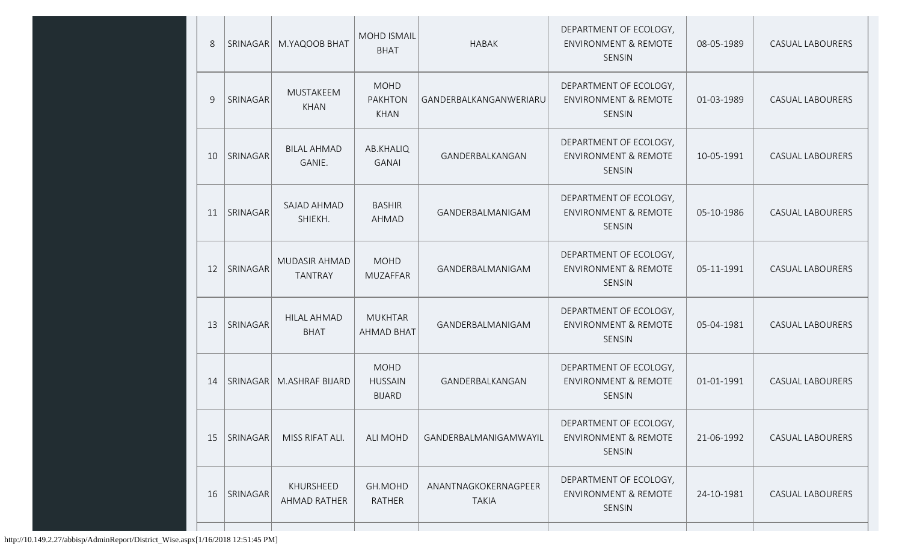| 8 | SRINAGAR | M.YAQOOB BHAT | MOHD ISMAIL BHAT | HABAK | DEPARTMENT OF ECOLOGY, ENVIRONMENT & REMOTE SENSIN | 08-05-1989 | CASUAL LABOURERS |
|---|---|---|---|---|---|---|---|
| 9 | SRINAGAR | MUSTAKEEM KHAN | MOHD PAKHTON KHAN | GANDERBALKANGANWERIARU | DEPARTMENT OF ECOLOGY, ENVIRONMENT & REMOTE SENSIN | 01-03-1989 | CASUAL LABOURERS |
| 10 | SRINAGAR | BILAL AHMAD GANIE. | AB.KHALIQ GANAI | GANDERBALKANGAN | DEPARTMENT OF ECOLOGY, ENVIRONMENT & REMOTE SENSIN | 10-05-1991 | CASUAL LABOURERS |
| 11 | SRINAGAR | SAJAD AHMAD SHIEKH. | BASHIR AHMAD | GANDERBALMANIGAM | DEPARTMENT OF ECOLOGY, ENVIRONMENT & REMOTE SENSIN | 05-10-1986 | CASUAL LABOURERS |
| 12 | SRINAGAR | MUDASIR AHMAD TANTRAY | MOHD MUZAFFAR | GANDERBALMANIGAM | DEPARTMENT OF ECOLOGY, ENVIRONMENT & REMOTE SENSIN | 05-11-1991 | CASUAL LABOURERS |
| 13 | SRINAGAR | HILAL AHMAD BHAT | MUKHTAR AHMAD BHAT | GANDERBALMANIGAM | DEPARTMENT OF ECOLOGY, ENVIRONMENT & REMOTE SENSIN | 05-04-1981 | CASUAL LABOURERS |
| 14 | SRINAGAR | M.ASHRAF BIJARD | MOHD HUSSAIN BIJARD | GANDERBALKANGAN | DEPARTMENT OF ECOLOGY, ENVIRONMENT & REMOTE SENSIN | 01-01-1991 | CASUAL LABOURERS |
| 15 | SRINAGAR | MISS RIFAT ALI. | ALI MOHD | GANDERBALMANIGAMWAYIL | DEPARTMENT OF ECOLOGY, ENVIRONMENT & REMOTE SENSIN | 21-06-1992 | CASUAL LABOURERS |
| 16 | SRINAGAR | KHURSHEED AHMAD RATHER | GH.MOHD RATHER | ANANTNAGKOKERNAGPEER TAKIA | DEPARTMENT OF ECOLOGY, ENVIRONMENT & REMOTE SENSIN | 24-10-1981 | CASUAL LABOURERS |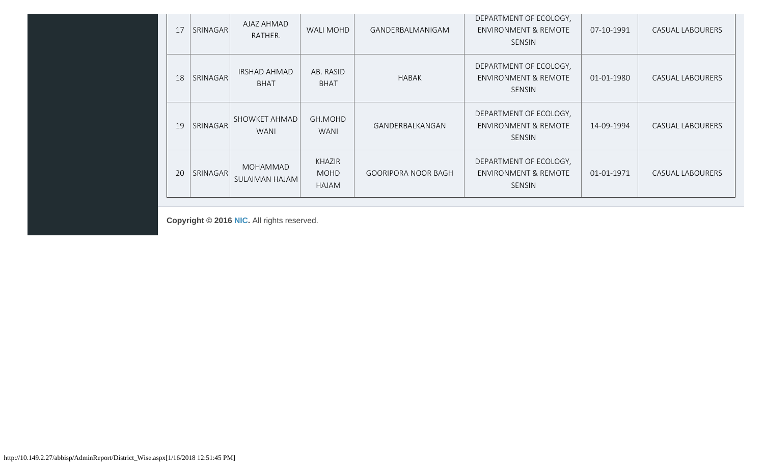| | | | | | | | |
|---|---|---|---|---|---|---|---|
| 17 | SRINAGAR | AJAZ AHMAD RATHER. | WALI MOHD | GANDERBALMANIGAM | DEPARTMENT OF ECOLOGY, ENVIRONMENT & REMOTE SENSIN | 07-10-1991 | CASUAL LABOURERS |
| 18 | SRINAGAR | IRSHAD AHMAD BHAT | AB. RASID BHAT | HABAK | DEPARTMENT OF ECOLOGY, ENVIRONMENT & REMOTE SENSIN | 01-01-1980 | CASUAL LABOURERS |
| 19 | SRINAGAR | SHOWKET AHMAD WANI | GH.MOHD WANI | GANDERBALKANGAN | DEPARTMENT OF ECOLOGY, ENVIRONMENT & REMOTE SENSIN | 14-09-1994 | CASUAL LABOURERS |
| 20 | SRINAGAR | MOHAMMAD SULAIMAN HAJAM | KHAZIR MOHD HAJAM | GOORIPORA NOOR BAGH | DEPARTMENT OF ECOLOGY, ENVIRONMENT & REMOTE SENSIN | 01-01-1971 | CASUAL LABOURERS |

**Copyright © 2016 NIC.** All rights reserved.